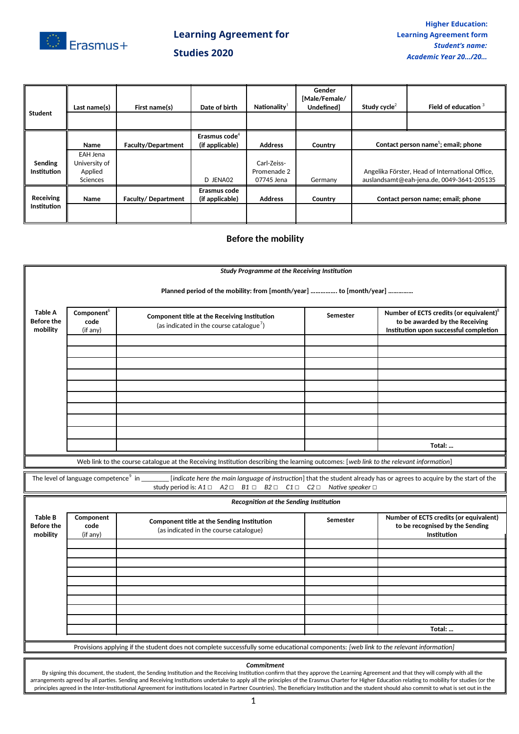Erasmus+

# Learning Agreement for Studies 2020

**Higher Education:**
**Learning Agreement form**
***Student's name:***
***Academic Year 20…/20…***

| Student | Last name(s) | First name(s) | Date of birth | Nationality[1] | Gender [Male/Female/ Undefined] | Study cycle[2] | Field of education [3] |
|---|---|---|---|---|---|---|---|
| | | | | | | | |

| Sending Institution | Name | Faculty/Department | Erasmus code[4] (if applicable) | Address | Country | Contact person name[5]; email; phone |
|---|---|---|---|---|---|---|
| | EAH Jena University of Applied Sciences | | D JENA02 | Carl-Zeiss-Promenade 2 07745 Jena | Germany | Angelika Förster, Head of International Office, auslandsamt@eah-jena.de, 0049-3641-205135 |

| Receiving Institution | Name | Faculty/ Department | Erasmus code (if applicable) | Address | Country | Contact person name; email; phone |
|---|---|---|---|---|---|---|
| | | | | | | |

## Before the mobility

*Study Programme at the Receiving Institution*

**Planned period of the mobility: from [month/year] ……………. to [month/year] ……………**

| Table A Before the mobility | Component[6] code (if any) | Component title at the Receiving Institution (as indicated in the course catalogue[7]) | Semester | Number of ECTS credits (or equivalent)[8] to be awarded by the Receiving Institution upon successful completion |
|---|---|---|---|---|
| | | | | |
| | | | | |
| | | | | |
| | | | | |
| | | | | |
| | | | | |
| | | | | |
| | | | | |
| | | | | |
| | | | | **Total: …** |

Web link to the course catalogue at the Receiving Institution describing the learning outcomes: [*web link to the relevant information*]

The level of language competence[9] in ________ [*indicate here the main language of instruction*] that the student already has or agrees to acquire by the start of the study period is: *A1* □ *A2* □ *B1* □ *B2* □ *C1* □ *C2* □ *Native speaker* □

*Recognition at the Sending Institution*

| Table B Before the mobility | Component code (if any) | Component title at the Sending Institution (as indicated in the course catalogue) | Semester | Number of ECTS credits (or equivalent) to be recognised by the Sending Institution |
|---|---|---|---|---|
| | | | | |
| | | | | |
| | | | | |
| | | | | |
| | | | | |
| | | | | |
| | | | | |
| | | | | |
| | | | | |
| | | | | **Total: …** |

Provisions applying if the student does not complete successfully some educational components: [*web link to the relevant information*]

***Commitment***

By signing this document, the student, the Sending Institution and the Receiving Institution confirm that they approve the Learning Agreement and that they will comply with all the arrangements agreed by all parties. Sending and Receiving Institutions undertake to apply all the principles of the Erasmus Charter for Higher Education relating to mobility for studies (or the principles agreed in the Inter-Institutional Agreement for institutions located in Partner Countries). The Beneficiary Institution and the student should also commit to what is set out in the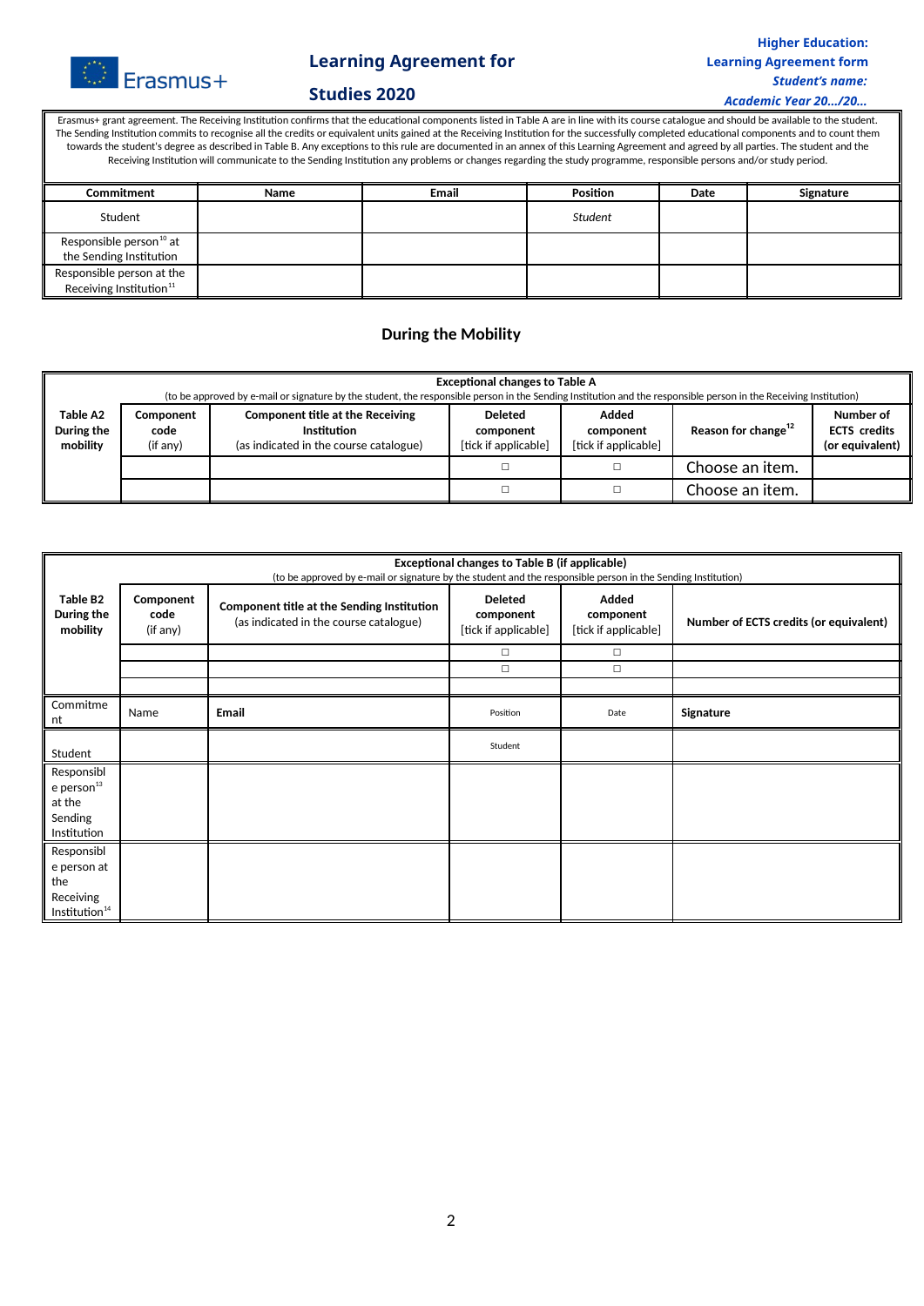Erasmus+

**Learning Agreement for Studies 2020**

**Higher Education:**
**Learning Agreement form**
***Student's name:***
***Academic Year 20…/20…***

Erasmus+ grant agreement. The Receiving Institution confirms that the educational components listed in Table A are in line with its course catalogue and should be available to the student. The Sending Institution commits to recognise all the credits or equivalent units gained at the Receiving Institution for the successfully completed educational components and to count them towards the student's degree as described in Table B. Any exceptions to this rule are documented in an annex of this Learning Agreement and agreed by all parties. The student and the Receiving Institution will communicate to the Sending Institution any problems or changes regarding the study programme, responsible persons and/or study period.

| **Commitment** | **Name** | **Email** | **Position** | **Date** | **Signature** |
|---|---|---|---|---|---|
| Student | | | *Student* | | |
| Responsible person[10] at the Sending Institution | | | | | |
| Responsible person at the Receiving Institution[11] | | | | | |

## During the Mobility

| **Exceptional changes to Table A** (to be approved by e-mail or signature by the student, the responsible person in the Sending Institution and the responsible person in the Receiving Institution) | | | | | | |
|---|---|---|---|---|---|---|
| **Table A2 During the mobility** | **Component code** (if any) | **Component title at the Receiving Institution** (as indicated in the course catalogue) | **Deleted component** [tick if applicable] | **Added component** [tick if applicable] | **Reason for change**[12] | **Number of ECTS credits (or equivalent)** |
| | | | ☐ | ☐ | Choose an item. | |
| | | | ☐ | ☐ | Choose an item. | |

| **Exceptional changes to Table B (if applicable)** (to be approved by e-mail or signature by the student and the responsible person in the Sending Institution) | | | | | |
|---|---|---|---|---|---|
| **Table B2 During the mobility** | **Component code** (if any) | **Component title at the Sending Institution** (as indicated in the course catalogue) | **Deleted component** [tick if applicable] | **Added component** [tick if applicable] | **Number of ECTS credits (or equivalent)** |
| | | | ☐ | ☐ | |
| | | | ☐ | ☐ | |
| | | | | | |
| Commitment | Name | **Email** | Position | Date | **Signature** |
| Student | | | Student | | |
| Responsible person[13] at the Sending Institution | | | | | |
| Responsible person at the Receiving Institution[14] | | | | | |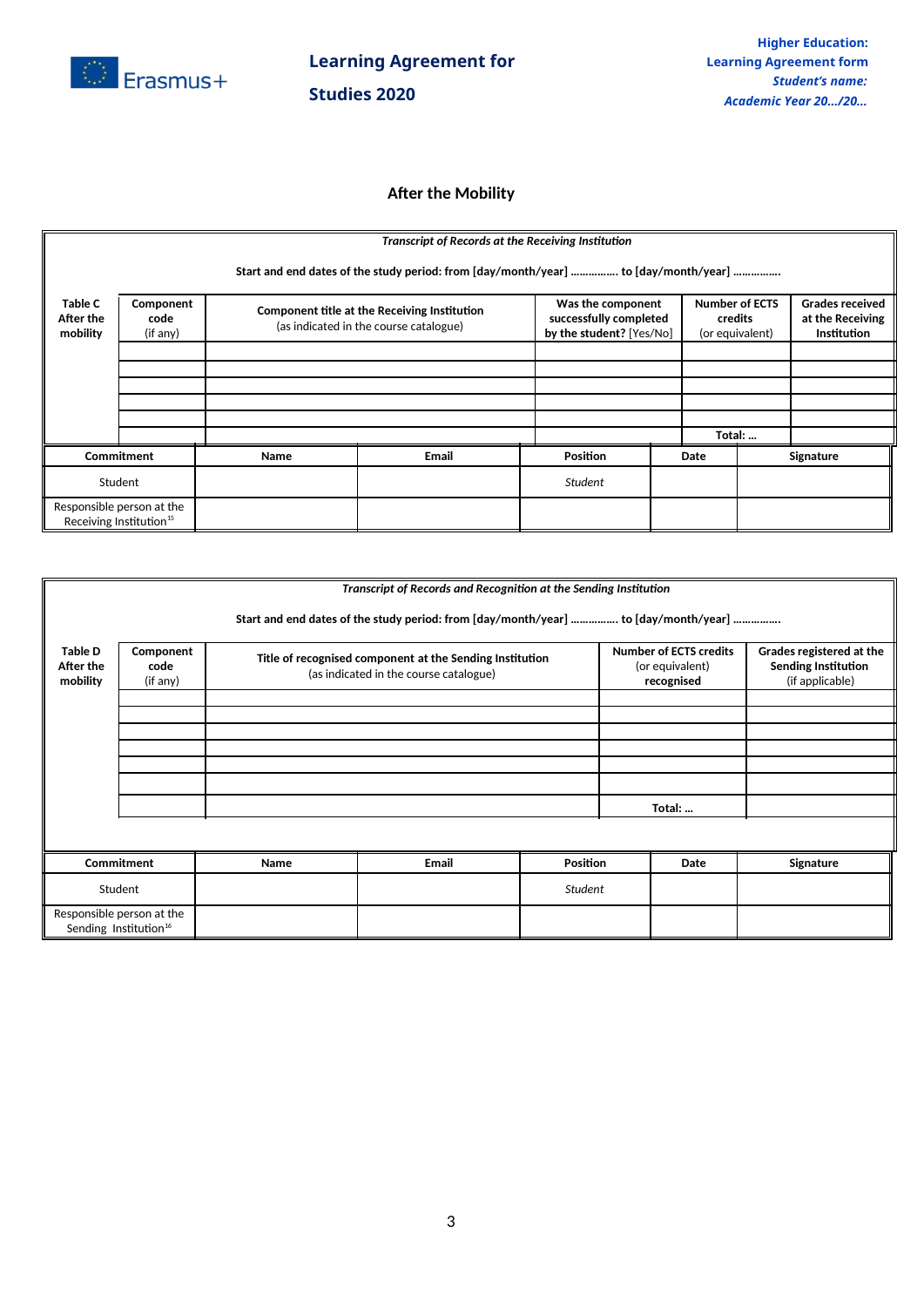## After the Mobility

| Table C After the mobility | Component code (if any) | Component title at the Receiving Institution (as indicated in the course catalogue) | Was the component successfully completed by the student? [Yes/No] | Number of ECTS credits (or equivalent) | Grades received at the Receiving Institution |
|---|---|---|---|---|---|
| | | | | | |
| | | | | | |
| | | | | | |
| | | | | | |
| | | | | | |
| | | | | Total: … | |

*Transcript of Records at the Receiving Institution*

**Start and end dates of the study period: from [day/month/year] ……………. to [day/month/year] …………….**

| Commitment | Name | Email | Position | Date | Signature |
|---|---|---|---|---|---|
| Student | | | *Student* | | |
| Responsible person at the Receiving Institution[15] | | | | | |

*Transcript of Records and Recognition at the Sending Institution*

**Start and end dates of the study period: from [day/month/year] ……………. to [day/month/year] …………….**

| Table D After the mobility | Component code (if any) | Title of recognised component at the Sending Institution (as indicated in the course catalogue) | Number of ECTS credits (or equivalent) recognised | Grades registered at the Sending Institution (if applicable) |
|---|---|---|---|---|
| | | | | |
| | | | | |
| | | | | |
| | | | | |
| | | | | |
| | | | | |
| | | | Total: … | |

| Commitment | Name | Email | Position | Date | Signature |
|---|---|---|---|---|---|
| Student | | | *Student* | | |
| Responsible person at the Sending Institution[16] | | | | | |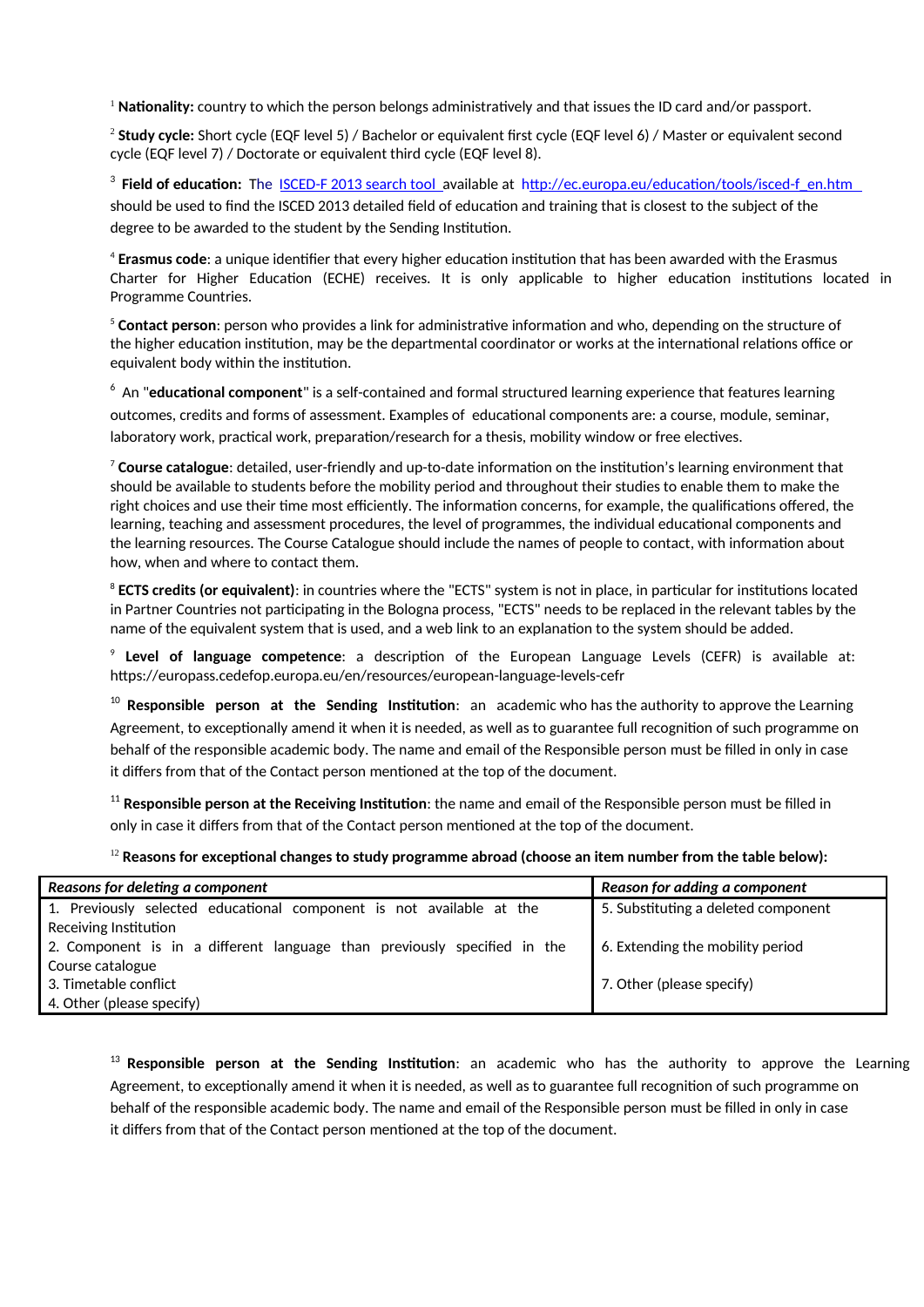[1] **Nationality:** country to which the person belongs administratively and that issues the ID card and/or passport.

[2] **Study cycle:** Short cycle (EQF level 5) / Bachelor or equivalent first cycle (EQF level 6) / Master or equivalent second cycle (EQF level 7) / Doctorate or equivalent third cycle (EQF level 8).

[3] **Field of education:** The ISCED-F 2013 search tool available at http://ec.europa.eu/education/tools/isced-f_en.htm should be used to find the ISCED 2013 detailed field of education and training that is closest to the subject of the degree to be awarded to the student by the Sending Institution.

[4] **Erasmus code**: a unique identifier that every higher education institution that has been awarded with the Erasmus Charter for Higher Education (ECHE) receives. It is only applicable to higher education institutions located in Programme Countries.

[5] **Contact person**: person who provides a link for administrative information and who, depending on the structure of the higher education institution, may be the departmental coordinator or works at the international relations office or equivalent body within the institution.

[6] An "**educational component**" is a self-contained and formal structured learning experience that features learning outcomes, credits and forms of assessment. Examples of educational components are: a course, module, seminar, laboratory work, practical work, preparation/research for a thesis, mobility window or free electives.

[7] **Course catalogue**: detailed, user-friendly and up-to-date information on the institution's learning environment that should be available to students before the mobility period and throughout their studies to enable them to make the right choices and use their time most efficiently. The information concerns, for example, the qualifications offered, the learning, teaching and assessment procedures, the level of programmes, the individual educational components and the learning resources. The Course Catalogue should include the names of people to contact, with information about how, when and where to contact them.

[8] **ECTS credits (or equivalent)**: in countries where the "ECTS" system is not in place, in particular for institutions located in Partner Countries not participating in the Bologna process, "ECTS" needs to be replaced in the relevant tables by the name of the equivalent system that is used, and a web link to an explanation to the system should be added.

[9] **Level of language competence**: a description of the European Language Levels (CEFR) is available at: https://europass.cedefop.europa.eu/en/resources/european-language-levels-cefr

[10] **Responsible person at the Sending Institution**: an academic who has the authority to approve the Learning Agreement, to exceptionally amend it when it is needed, as well as to guarantee full recognition of such programme on behalf of the responsible academic body. The name and email of the Responsible person must be filled in only in case it differs from that of the Contact person mentioned at the top of the document.

[11] **Responsible person at the Receiving Institution**: the name and email of the Responsible person must be filled in only in case it differs from that of the Contact person mentioned at the top of the document.

[12] **Reasons for exceptional changes to study programme abroad (choose an item number from the table below):**

| *Reasons for deleting a component* | *Reason for adding a component* |
|---|---|
| 1. Previously selected educational component is not available at the Receiving Institution | 5. Substituting a deleted component |
| 2. Component is in a different language than previously specified in the Course catalogue | 6. Extending the mobility period |
| 3. Timetable conflict<br>4. Other (please specify) | 7. Other (please specify) |

[13] **Responsible person at the Sending Institution**: an academic who has the authority to approve the Learning Agreement, to exceptionally amend it when it is needed, as well as to guarantee full recognition of such programme on behalf of the responsible academic body. The name and email of the Responsible person must be filled in only in case it differs from that of the Contact person mentioned at the top of the document.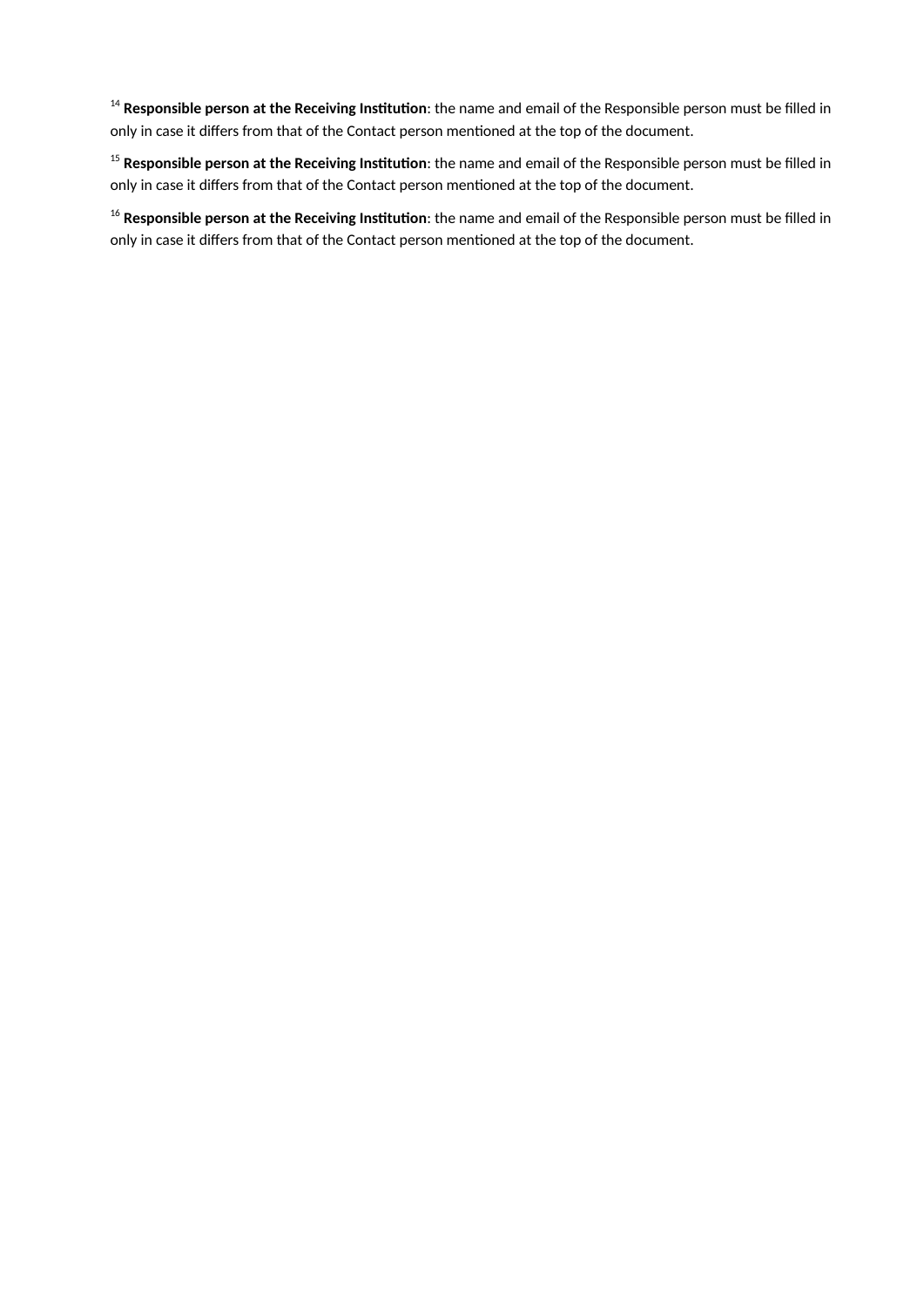[14] **Responsible person at the Receiving Institution**: the name and email of the Responsible person must be filled in only in case it differs from that of the Contact person mentioned at the top of the document.

[15] **Responsible person at the Receiving Institution**: the name and email of the Responsible person must be filled in only in case it differs from that of the Contact person mentioned at the top of the document.

[16] **Responsible person at the Receiving Institution**: the name and email of the Responsible person must be filled in only in case it differs from that of the Contact person mentioned at the top of the document.